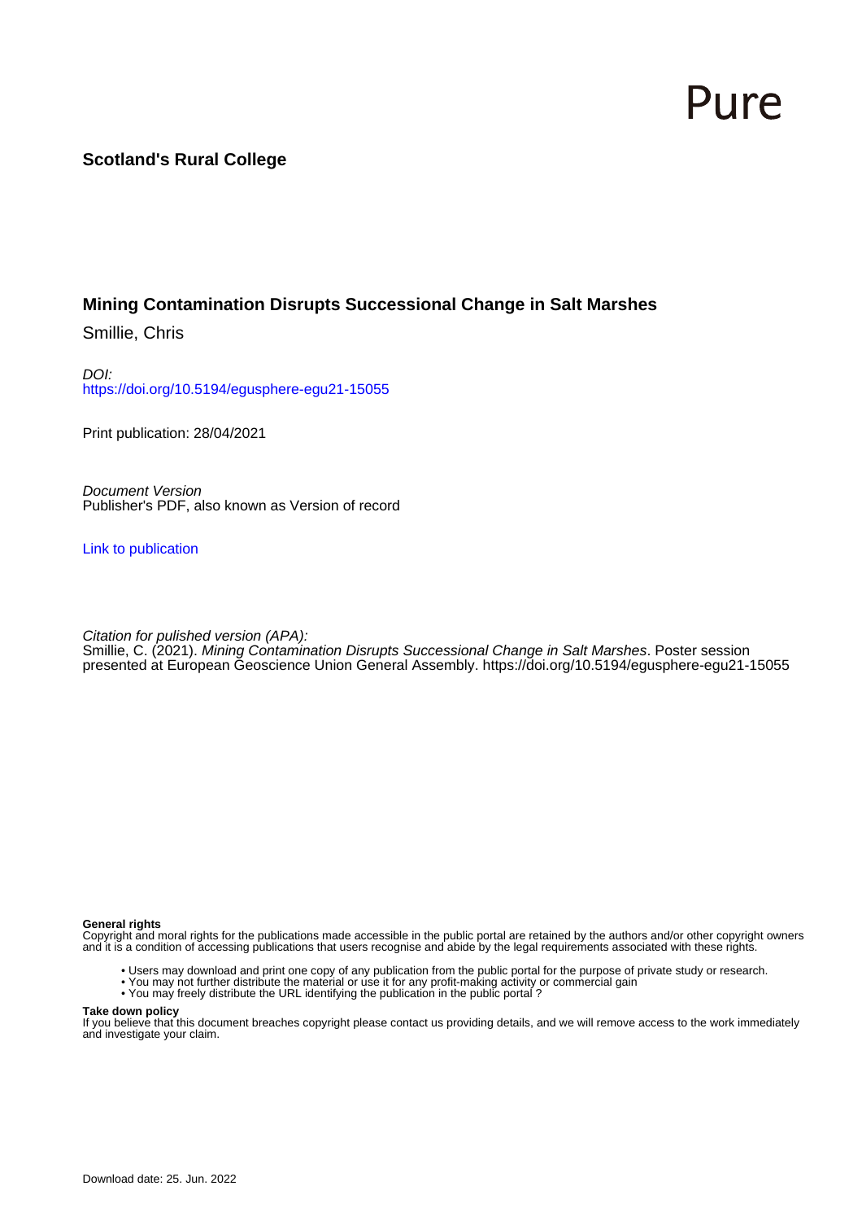Pure

**Scotland's Rural College**

# Mining Contamination Disrupts Successional Change in Salt Marshes

Smillie, Chris

*DOI:*
https://doi.org/10.5194/egusphere-egu21-15055

Print publication: 28/04/2021

*Document Version*
Publisher's PDF, also known as Version of record

Link to publication

*Citation for pulished version (APA):*
Smillie, C. (2021). *Mining Contamination Disrupts Successional Change in Salt Marshes*. Poster session presented at European Geoscience Union General Assembly. https://doi.org/10.5194/egusphere-egu21-15055

**General rights**
Copyright and moral rights for the publications made accessible in the public portal are retained by the authors and/or other copyright owners and it is a condition of accessing publications that users recognise and abide by the legal requirements associated with these rights.

- Users may download and print one copy of any publication from the public portal for the purpose of private study or research.
- You may not further distribute the material or use it for any profit-making activity or commercial gain
- You may freely distribute the URL identifying the publication in the public portal ?

**Take down policy**
If you believe that this document breaches copyright please contact us providing details, and we will remove access to the work immediately and investigate your claim.

Download date: 25. Jun. 2022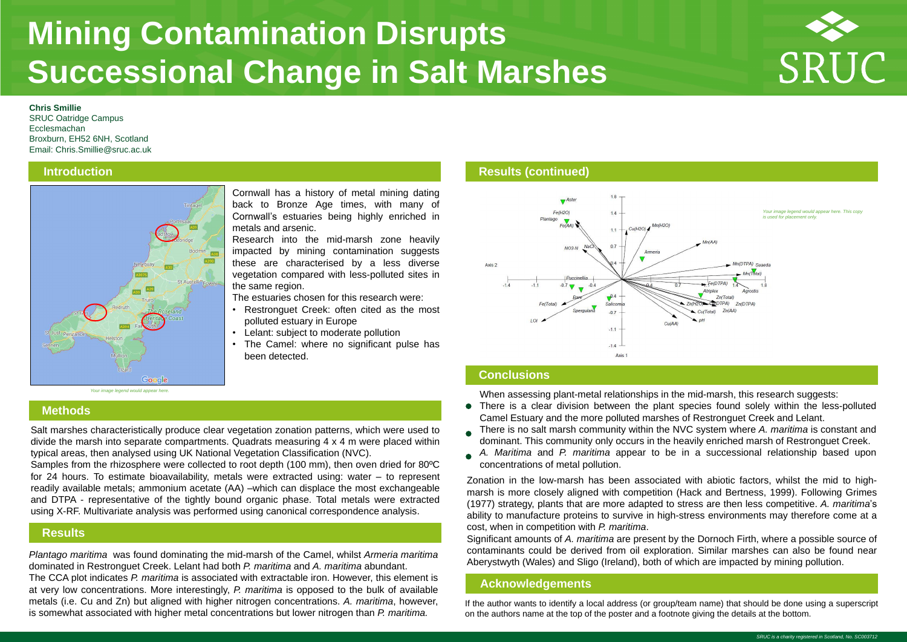# Mining Contamination Disrupts Successional Change in Salt Marshes

SRUC

**Chris Smillie**
SRUC Oatridge Campus
Ecclesmachan
Broxburn, EH52 6NH, Scotland
Email: Chris.Smillie@sruc.ac.uk

## Introduction

*Your image legend would appear here.*

Cornwall has a history of metal mining dating back to Bronze Age times, with many of Cornwall's estuaries being highly enriched in metals and arsenic.

Research into the mid-marsh zone heavily impacted by mining contamination suggests these are characterised by a less diverse vegetation compared with less-polluted sites in the same region.

The estuaries chosen for this research were:

- Restronguet Creek: often cited as the most polluted estuary in Europe
- Lelant: subject to moderate pollution
- The Camel: where no significant pulse has been detected.

## Methods

Salt marshes characteristically produce clear vegetation zonation patterns, which were used to divide the marsh into separate compartments. Quadrats measuring 4 x 4 m were placed within typical areas, then analysed using UK National Vegetation Classification (NVC).

Samples from the rhizosphere were collected to root depth (100 mm), then oven dried for 80ºC for 24 hours. To estimate bioavailability, metals were extracted using: water – to represent readily available metals; ammonium acetate (AA) –which can displace the most exchangeable and DTPA - representative of the tightly bound organic phase. Total metals were extracted using X-RF. Multivariate analysis was performed using canonical correspondence analysis.

## Results

*Plantago maritima* was found dominating the mid-marsh of the Camel, whilst *Armeria maritima* dominated in Restronguet Creek. Lelant had both *P. maritima* and *A. maritima* abundant.

The CCA plot indicates *P. maritima* is associated with extractable iron. However, this element is at very low concentrations. More interestingly, *P. maritima* is opposed to the bulk of available metals (i.e. Cu and Zn) but aligned with higher nitrogen concentrations. *A. maritima*, however, is somewhat associated with higher metal concentrations but lower nitrogen than *P. maritima*.

## Results (continued)

Aster
Fe(H2O)
Plantago
Fe(AA)
NO3-N
NaCl
Cu(H2O)
Mn(H2O)
Armeria
Mn(AA)
Mn(DTPA)
Suaeda
Mn(Total)
Puccinellia
Fe(DTPA)
Atriplex
Agrostis
Bare
Fe(Total)
Salicornia
Zn(Total)
Zn(H2O)
Cu(DTPA)
Zn(DTPA)
Spergularia
Cu(Total)
Zn(AA)
LOI
pH
Cu(AA)
Axis 2
Axis 1
1.8
1.4
1.1
0.7
0.4
-0.4
-0.7
-1.1
-1.4
-1.4
-1.1
-0.7
-0.4
0.4
0.7
1.1
1.4
1.8

*Your image legend would appear here. This copy is used for placement only.*

## Conclusions

When assessing plant-metal relationships in the mid-marsh, this research suggests:

- There is a clear division between the plant species found solely within the less-polluted Camel Estuary and the more polluted marshes of Restronguet Creek and Lelant.
- There is no salt marsh community within the NVC system where *A. maritima* is constant and dominant. This community only occurs in the heavily enriched marsh of Restronguet Creek.
- *A. Maritima* and *P. maritima* appear to be in a successional relationship based upon concentrations of metal pollution.

Zonation in the low-marsh has been associated with abiotic factors, whilst the mid to high-marsh is more closely aligned with competition (Hack and Bertness, 1999). Following Grimes (1977) strategy, plants that are more adapted to stress are then less competitive. *A. maritima*'s ability to manufacture proteins to survive in high-stress environments may therefore come at a cost, when in competition with *P. maritima*.

Significant amounts of *A. maritima* are present by the Dornoch Firth, where a possible source of contaminants could be derived from oil exploration. Similar marshes can also be found near Aberystwyth (Wales) and Sligo (Ireland), both of which are impacted by mining pollution.

## Acknowledgements

If the author wants to identify a local address (or group/team name) that should be done using a superscript on the authors name at the top of the poster and a footnote giving the details at the bottom.

*SRUC is a charity registered in Scotland, No. SC003712*